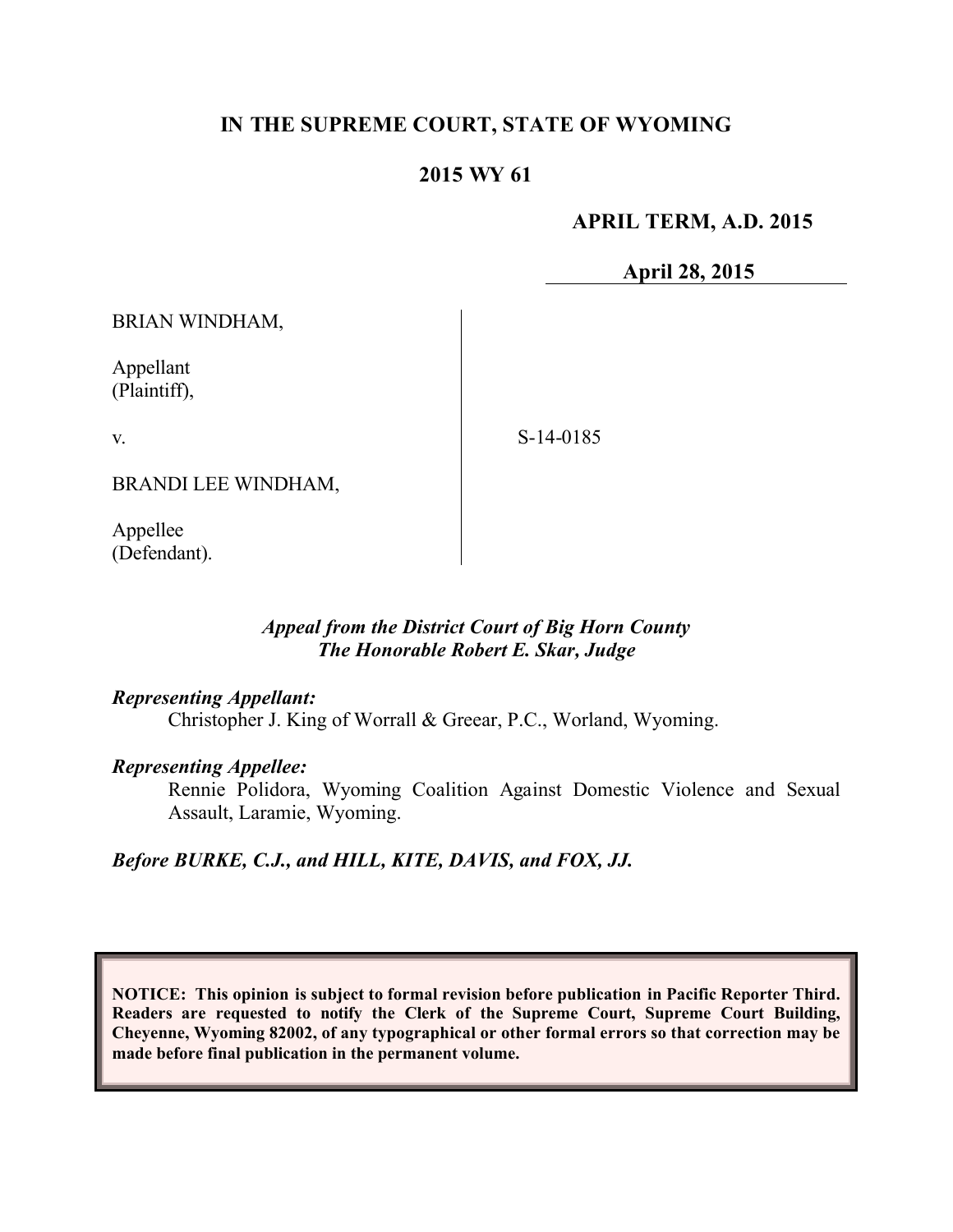**IN THE SUPREME COURT, STATE OF WYOMING**

**2015 WY 61**

**APRIL TERM, A.D. 2015**

**April 28, 2015**

BRIAN WINDHAM,

Appellant
(Plaintiff),

v.

BRANDI LEE WINDHAM,

Appellee
(Defendant).

S-14-0185

***Appeal from the District Court of Big Horn County***
***The Honorable Robert E. Skar, Judge***

***Representing Appellant:***
Christopher J. King of Worrall & Greear, P.C., Worland, Wyoming.

***Representing Appellee:***
Rennie Polidora, Wyoming Coalition Against Domestic Violence and Sexual Assault, Laramie, Wyoming.

***Before BURKE, C.J., and HILL, KITE, DAVIS, and FOX, JJ.***

**NOTICE: This opinion is subject to formal revision before publication in Pacific Reporter Third. Readers are requested to notify the Clerk of the Supreme Court, Supreme Court Building, Cheyenne, Wyoming 82002, of any typographical or other formal errors so that correction may be made before final publication in the permanent volume.**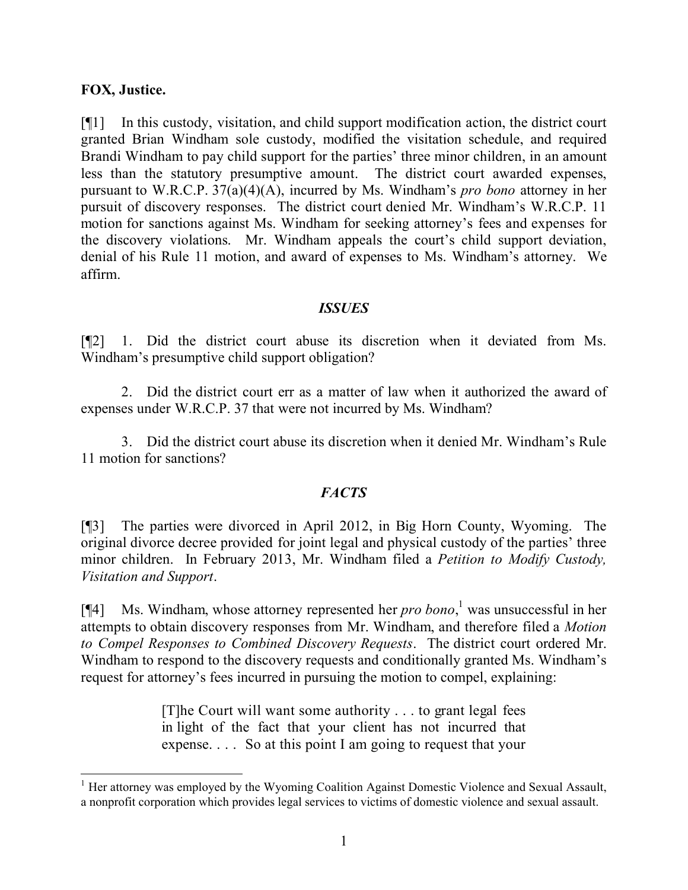**FOX, Justice.**

[¶1] In this custody, visitation, and child support modification action, the district court granted Brian Windham sole custody, modified the visitation schedule, and required Brandi Windham to pay child support for the parties' three minor children, in an amount less than the statutory presumptive amount. The district court awarded expenses, pursuant to W.R.C.P. 37(a)(4)(A), incurred by Ms. Windham's *pro bono* attorney in her pursuit of discovery responses. The district court denied Mr. Windham's W.R.C.P. 11 motion for sanctions against Ms. Windham for seeking attorney's fees and expenses for the discovery violations. Mr. Windham appeals the court's child support deviation, denial of his Rule 11 motion, and award of expenses to Ms. Windham's attorney. We affirm.

## *ISSUES*

[¶2] 1. Did the district court abuse its discretion when it deviated from Ms. Windham's presumptive child support obligation?

2. Did the district court err as a matter of law when it authorized the award of expenses under W.R.C.P. 37 that were not incurred by Ms. Windham?

3. Did the district court abuse its discretion when it denied Mr. Windham's Rule 11 motion for sanctions?

## *FACTS*

[¶3] The parties were divorced in April 2012, in Big Horn County, Wyoming. The original divorce decree provided for joint legal and physical custody of the parties' three minor children. In February 2013, Mr. Windham filed a *Petition to Modify Custody, Visitation and Support*.

[¶4] Ms. Windham, whose attorney represented her *pro bono*,[1] was unsuccessful in her attempts to obtain discovery responses from Mr. Windham, and therefore filed a *Motion to Compel Responses to Combined Discovery Requests*. The district court ordered Mr. Windham to respond to the discovery requests and conditionally granted Ms. Windham's request for attorney's fees incurred in pursuing the motion to compel, explaining:

> [T]he Court will want some authority . . . to grant legal fees in light of the fact that your client has not incurred that expense. . . . So at this point I am going to request that your

[1] Her attorney was employed by the Wyoming Coalition Against Domestic Violence and Sexual Assault, a nonprofit corporation which provides legal services to victims of domestic violence and sexual assault.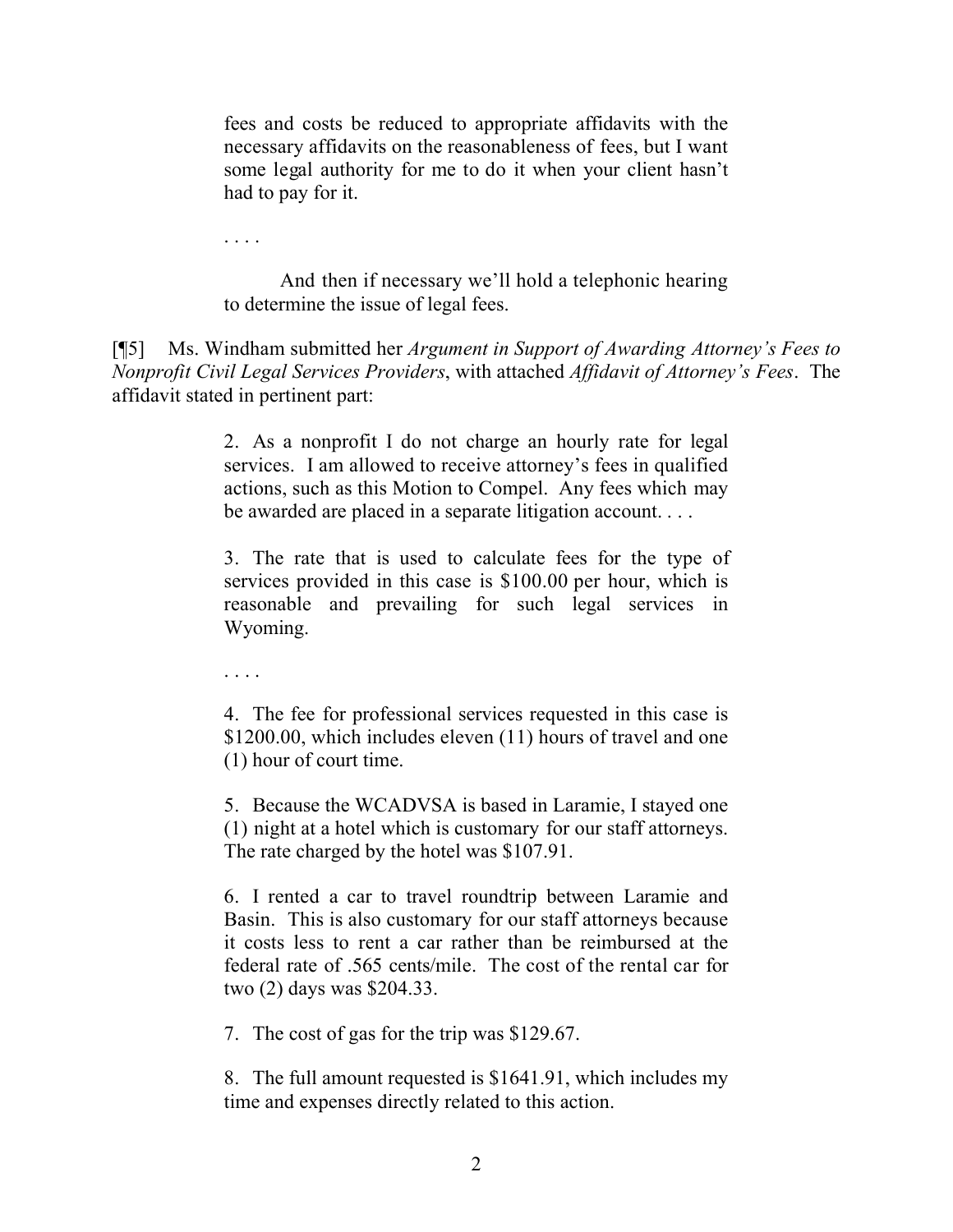> fees and costs be reduced to appropriate affidavits with the necessary affidavits on the reasonableness of fees, but I want some legal authority for me to do it when your client hasn't had to pay for it.
>
> . . . .
>
> And then if necessary we'll hold a telephonic hearing to determine the issue of legal fees.

[¶5] Ms. Windham submitted her *Argument in Support of Awarding Attorney's Fees to Nonprofit Civil Legal Services Providers*, with attached *Affidavit of Attorney's Fees*. The affidavit stated in pertinent part:

> 2. As a nonprofit I do not charge an hourly rate for legal services. I am allowed to receive attorney's fees in qualified actions, such as this Motion to Compel. Any fees which may be awarded are placed in a separate litigation account. . . .
>
> 3. The rate that is used to calculate fees for the type of services provided in this case is $100.00 per hour, which is reasonable and prevailing for such legal services in Wyoming.
>
> . . . .
>
> 4. The fee for professional services requested in this case is $1200.00, which includes eleven (11) hours of travel and one (1) hour of court time.
>
> 5. Because the WCADVSA is based in Laramie, I stayed one (1) night at a hotel which is customary for our staff attorneys. The rate charged by the hotel was $107.91.
>
> 6. I rented a car to travel roundtrip between Laramie and Basin. This is also customary for our staff attorneys because it costs less to rent a car rather than be reimbursed at the federal rate of .565 cents/mile. The cost of the rental car for two (2) days was $204.33.
>
> 7. The cost of gas for the trip was $129.67.
>
> 8. The full amount requested is $1641.91, which includes my time and expenses directly related to this action.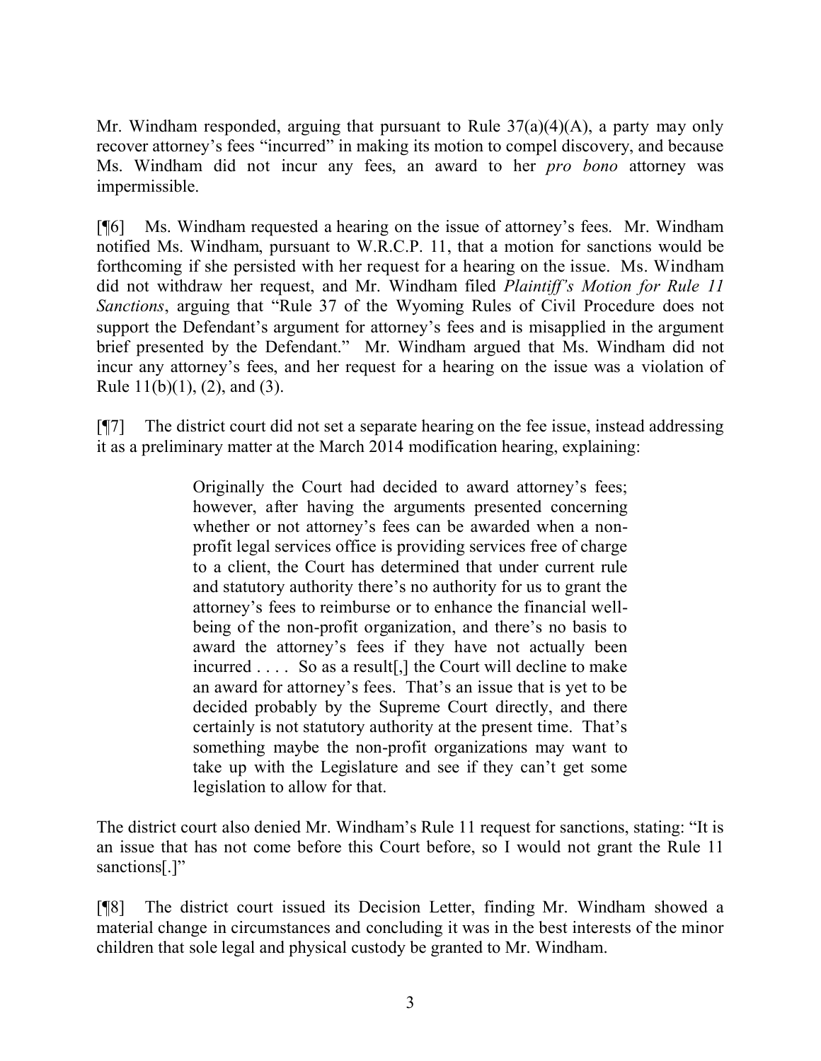Mr. Windham responded, arguing that pursuant to Rule 37(a)(4)(A), a party may only recover attorney's fees "incurred" in making its motion to compel discovery, and because Ms. Windham did not incur any fees, an award to her *pro bono* attorney was impermissible.

[¶6] Ms. Windham requested a hearing on the issue of attorney's fees. Mr. Windham notified Ms. Windham, pursuant to W.R.C.P. 11, that a motion for sanctions would be forthcoming if she persisted with her request for a hearing on the issue. Ms. Windham did not withdraw her request, and Mr. Windham filed *Plaintiff's Motion for Rule 11 Sanctions*, arguing that "Rule 37 of the Wyoming Rules of Civil Procedure does not support the Defendant's argument for attorney's fees and is misapplied in the argument brief presented by the Defendant." Mr. Windham argued that Ms. Windham did not incur any attorney's fees, and her request for a hearing on the issue was a violation of Rule 11(b)(1), (2), and (3).

[¶7] The district court did not set a separate hearing on the fee issue, instead addressing it as a preliminary matter at the March 2014 modification hearing, explaining:

> Originally the Court had decided to award attorney's fees; however, after having the arguments presented concerning whether or not attorney's fees can be awarded when a non-profit legal services office is providing services free of charge to a client, the Court has determined that under current rule and statutory authority there's no authority for us to grant the attorney's fees to reimburse or to enhance the financial well-being of the non-profit organization, and there's no basis to award the attorney's fees if they have not actually been incurred . . . . So as a result[,] the Court will decline to make an award for attorney's fees. That's an issue that is yet to be decided probably by the Supreme Court directly, and there certainly is not statutory authority at the present time. That's something maybe the non-profit organizations may want to take up with the Legislature and see if they can't get some legislation to allow for that.

The district court also denied Mr. Windham's Rule 11 request for sanctions, stating: "It is an issue that has not come before this Court before, so I would not grant the Rule 11 sanctions[.]"

[¶8] The district court issued its Decision Letter, finding Mr. Windham showed a material change in circumstances and concluding it was in the best interests of the minor children that sole legal and physical custody be granted to Mr. Windham.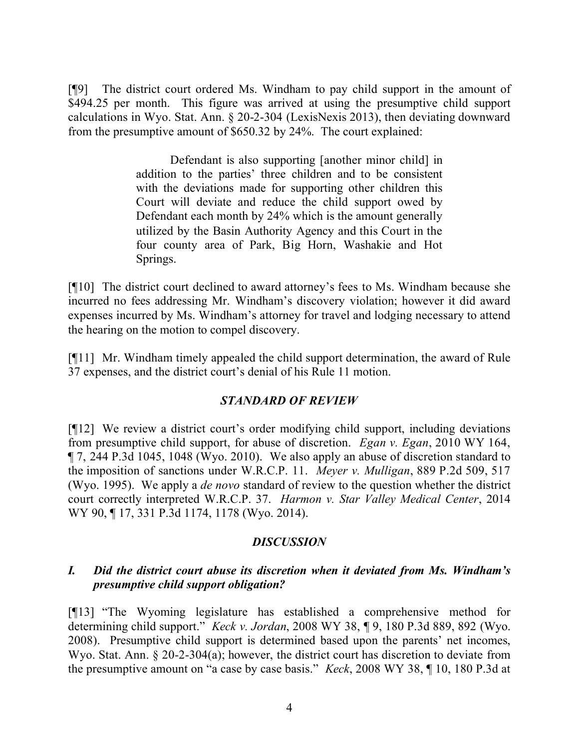[¶9] The district court ordered Ms. Windham to pay child support in the amount of $494.25 per month. This figure was arrived at using the presumptive child support calculations in Wyo. Stat. Ann. § 20-2-304 (LexisNexis 2013), then deviating downward from the presumptive amount of $650.32 by 24%. The court explained:

> Defendant is also supporting [another minor child] in addition to the parties' three children and to be consistent with the deviations made for supporting other children this Court will deviate and reduce the child support owed by Defendant each month by 24% which is the amount generally utilized by the Basin Authority Agency and this Court in the four county area of Park, Big Horn, Washakie and Hot Springs.

[¶10] The district court declined to award attorney's fees to Ms. Windham because she incurred no fees addressing Mr. Windham's discovery violation; however it did award expenses incurred by Ms. Windham's attorney for travel and lodging necessary to attend the hearing on the motion to compel discovery.

[¶11] Mr. Windham timely appealed the child support determination, the award of Rule 37 expenses, and the district court's denial of his Rule 11 motion.

## *STANDARD OF REVIEW*

[¶12] We review a district court's order modifying child support, including deviations from presumptive child support, for abuse of discretion. *Egan v. Egan*, 2010 WY 164, ¶ 7, 244 P.3d 1045, 1048 (Wyo. 2010). We also apply an abuse of discretion standard to the imposition of sanctions under W.R.C.P. 11. *Meyer v. Mulligan*, 889 P.2d 509, 517 (Wyo. 1995). We apply a *de novo* standard of review to the question whether the district court correctly interpreted W.R.C.P. 37. *Harmon v. Star Valley Medical Center*, 2014 WY 90, ¶ 17, 331 P.3d 1174, 1178 (Wyo. 2014).

## *DISCUSSION*

### *I. Did the district court abuse its discretion when it deviated from Ms. Windham's presumptive child support obligation?*

[¶13] "The Wyoming legislature has established a comprehensive method for determining child support." *Keck v. Jordan*, 2008 WY 38, ¶ 9, 180 P.3d 889, 892 (Wyo. 2008). Presumptive child support is determined based upon the parents' net incomes, Wyo. Stat. Ann. § 20-2-304(a); however, the district court has discretion to deviate from the presumptive amount on "a case by case basis." *Keck*, 2008 WY 38, ¶ 10, 180 P.3d at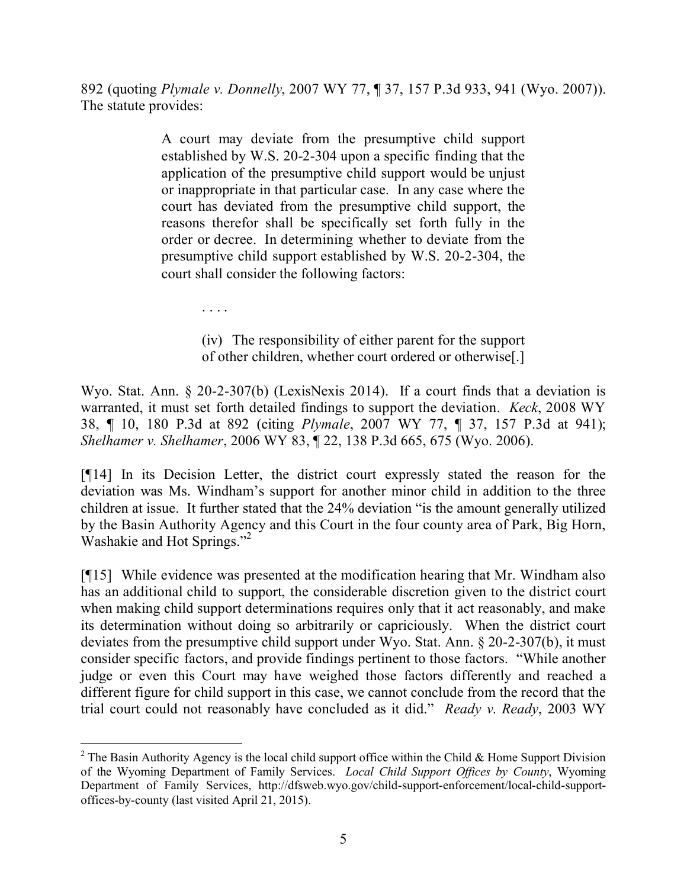892 (quoting *Plymale v. Donnelly*, 2007 WY 77, ¶ 37, 157 P.3d 933, 941 (Wyo. 2007)). The statute provides:

> A court may deviate from the presumptive child support established by W.S. 20-2-304 upon a specific finding that the application of the presumptive child support would be unjust or inappropriate in that particular case. In any case where the court has deviated from the presumptive child support, the reasons therefor shall be specifically set forth fully in the order or decree. In determining whether to deviate from the presumptive child support established by W.S. 20-2-304, the court shall consider the following factors:
>
> . . . .
>
> (iv) The responsibility of either parent for the support of other children, whether court ordered or otherwise[.]

Wyo. Stat. Ann. § 20-2-307(b) (LexisNexis 2014). If a court finds that a deviation is warranted, it must set forth detailed findings to support the deviation. *Keck*, 2008 WY 38, ¶ 10, 180 P.3d at 892 (citing *Plymale*, 2007 WY 77, ¶ 37, 157 P.3d at 941); *Shelhamer v. Shelhamer*, 2006 WY 83, ¶ 22, 138 P.3d 665, 675 (Wyo. 2006).

[¶14] In its Decision Letter, the district court expressly stated the reason for the deviation was Ms. Windham's support for another minor child in addition to the three children at issue. It further stated that the 24% deviation "is the amount generally utilized by the Basin Authority Agency and this Court in the four county area of Park, Big Horn, Washakie and Hot Springs."[2]

[¶15] While evidence was presented at the modification hearing that Mr. Windham also has an additional child to support, the considerable discretion given to the district court when making child support determinations requires only that it act reasonably, and make its determination without doing so arbitrarily or capriciously. When the district court deviates from the presumptive child support under Wyo. Stat. Ann. § 20-2-307(b), it must consider specific factors, and provide findings pertinent to those factors. "While another judge or even this Court may have weighed those factors differently and reached a different figure for child support in this case, we cannot conclude from the record that the trial court could not reasonably have concluded as it did." *Ready v. Ready*, 2003 WY

---

[2] The Basin Authority Agency is the local child support office within the Child & Home Support Division of the Wyoming Department of Family Services. *Local Child Support Offices by County*, Wyoming Department of Family Services, http://dfsweb.wyo.gov/child-support-enforcement/local-child-support-offices-by-county (last visited April 21, 2015).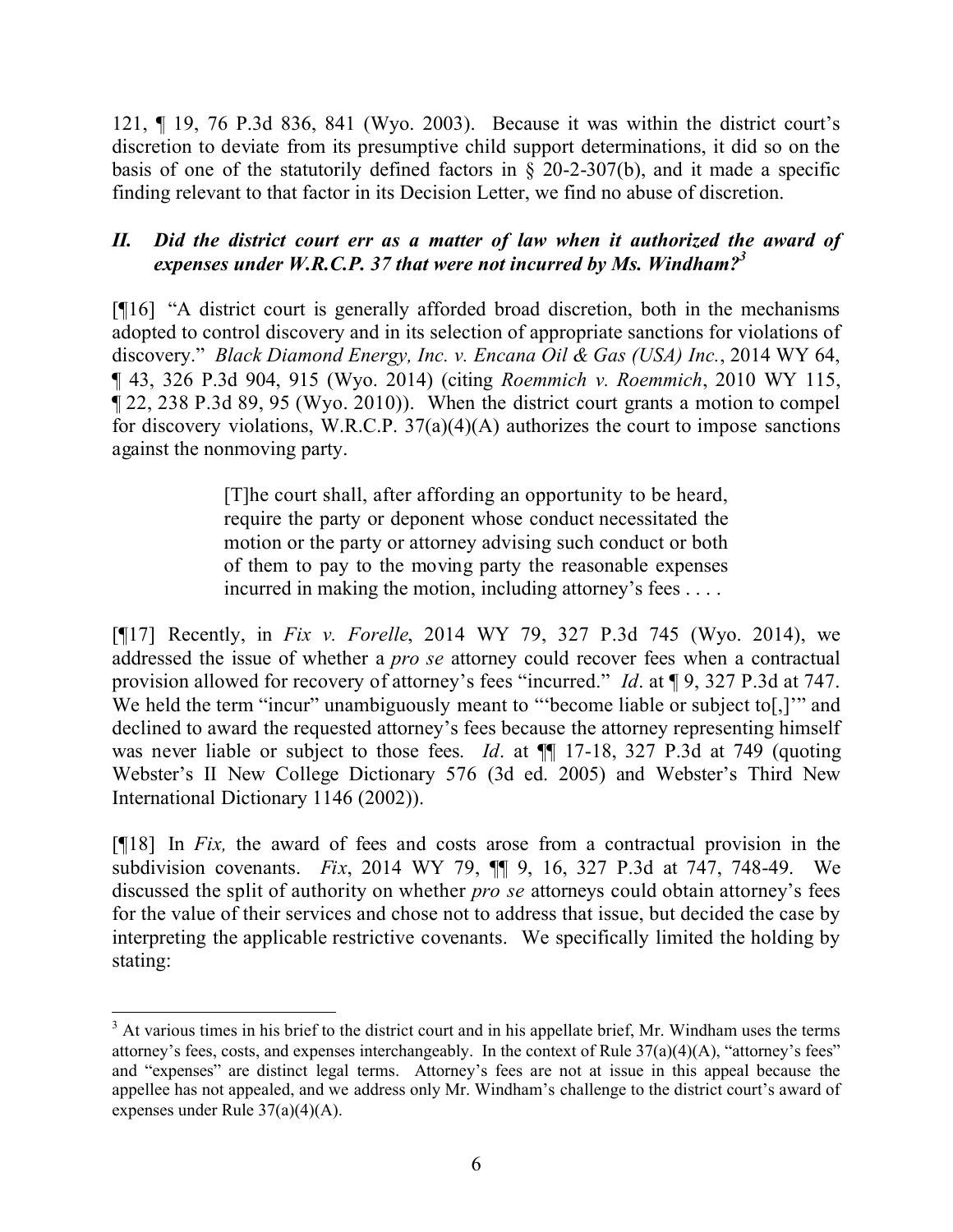121, ¶ 19, 76 P.3d 836, 841 (Wyo. 2003). Because it was within the district court's discretion to deviate from its presumptive child support determinations, it did so on the basis of one of the statutorily defined factors in § 20-2-307(b), and it made a specific finding relevant to that factor in its Decision Letter, we find no abuse of discretion.

### *II. Did the district court err as a matter of law when it authorized the award of expenses under W.R.C.P. 37 that were not incurred by Ms. Windham?*[3]

[¶16] "A district court is generally afforded broad discretion, both in the mechanisms adopted to control discovery and in its selection of appropriate sanctions for violations of discovery." *Black Diamond Energy, Inc. v. Encana Oil & Gas (USA) Inc.*, 2014 WY 64, ¶ 43, 326 P.3d 904, 915 (Wyo. 2014) (citing *Roemmich v. Roemmich*, 2010 WY 115, ¶ 22, 238 P.3d 89, 95 (Wyo. 2010)). When the district court grants a motion to compel for discovery violations, W.R.C.P. 37(a)(4)(A) authorizes the court to impose sanctions against the nonmoving party.

> [T]he court shall, after affording an opportunity to be heard, require the party or deponent whose conduct necessitated the motion or the party or attorney advising such conduct or both of them to pay to the moving party the reasonable expenses incurred in making the motion, including attorney's fees . . . .

[¶17] Recently, in *Fix v. Forelle*, 2014 WY 79, 327 P.3d 745 (Wyo. 2014), we addressed the issue of whether a *pro se* attorney could recover fees when a contractual provision allowed for recovery of attorney's fees "incurred." *Id*. at ¶ 9, 327 P.3d at 747. We held the term "incur" unambiguously meant to "'become liable or subject to[,]'" and declined to award the requested attorney's fees because the attorney representing himself was never liable or subject to those fees. *Id*. at ¶¶ 17-18, 327 P.3d at 749 (quoting Webster's II New College Dictionary 576 (3d ed. 2005) and Webster's Third New International Dictionary 1146 (2002)).

[¶18] In *Fix,* the award of fees and costs arose from a contractual provision in the subdivision covenants. *Fix*, 2014 WY 79, ¶¶ 9, 16, 327 P.3d at 747, 748-49. We discussed the split of authority on whether *pro se* attorneys could obtain attorney's fees for the value of their services and chose not to address that issue, but decided the case by interpreting the applicable restrictive covenants. We specifically limited the holding by stating:

---

[3] At various times in his brief to the district court and in his appellate brief, Mr. Windham uses the terms attorney's fees, costs, and expenses interchangeably. In the context of Rule 37(a)(4)(A), "attorney's fees" and "expenses" are distinct legal terms. Attorney's fees are not at issue in this appeal because the appellee has not appealed, and we address only Mr. Windham's challenge to the district court's award of expenses under Rule 37(a)(4)(A).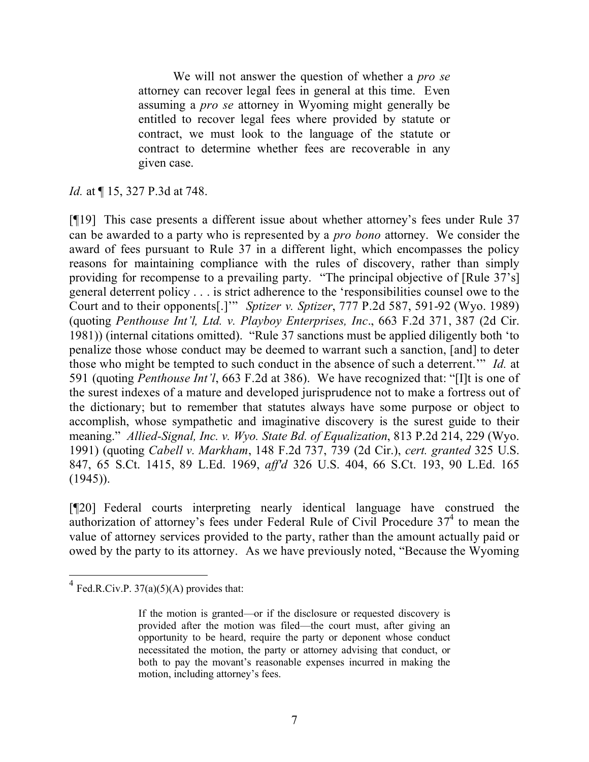> We will not answer the question of whether a *pro se* attorney can recover legal fees in general at this time. Even assuming a *pro se* attorney in Wyoming might generally be entitled to recover legal fees where provided by statute or contract, we must look to the language of the statute or contract to determine whether fees are recoverable in any given case.

*Id.* at ¶ 15, 327 P.3d at 748.

[¶19] This case presents a different issue about whether attorney's fees under Rule 37 can be awarded to a party who is represented by a *pro bono* attorney. We consider the award of fees pursuant to Rule 37 in a different light, which encompasses the policy reasons for maintaining compliance with the rules of discovery, rather than simply providing for recompense to a prevailing party. "The principal objective of [Rule 37's] general deterrent policy . . . is strict adherence to the 'responsibilities counsel owe to the Court and to their opponents[.]'" *Sptizer v. Sptizer*, 777 P.2d 587, 591-92 (Wyo. 1989) (quoting *Penthouse Int'l, Ltd. v. Playboy Enterprises, Inc*., 663 F.2d 371, 387 (2d Cir. 1981)) (internal citations omitted). "Rule 37 sanctions must be applied diligently both 'to penalize those whose conduct may be deemed to warrant such a sanction, [and] to deter those who might be tempted to such conduct in the absence of such a deterrent.'" *Id.* at 591 (quoting *Penthouse Int'l*, 663 F.2d at 386). We have recognized that: "[I]t is one of the surest indexes of a mature and developed jurisprudence not to make a fortress out of the dictionary; but to remember that statutes always have some purpose or object to accomplish, whose sympathetic and imaginative discovery is the surest guide to their meaning." *Allied-Signal, Inc. v. Wyo. State Bd. of Equalization*, 813 P.2d 214, 229 (Wyo. 1991) (quoting *Cabell v. Markham*, 148 F.2d 737, 739 (2d Cir.), *cert. granted* 325 U.S. 847, 65 S.Ct. 1415, 89 L.Ed. 1969, *aff'd* 326 U.S. 404, 66 S.Ct. 193, 90 L.Ed. 165 (1945)).

[¶20] Federal courts interpreting nearly identical language have construed the authorization of attorney's fees under Federal Rule of Civil Procedure 37[4] to mean the value of attorney services provided to the party, rather than the amount actually paid or owed by the party to its attorney. As we have previously noted, "Because the Wyoming

---

[4] Fed.R.Civ.P. 37(a)(5)(A) provides that:

> If the motion is granted—or if the disclosure or requested discovery is provided after the motion was filed—the court must, after giving an opportunity to be heard, require the party or deponent whose conduct necessitated the motion, the party or attorney advising that conduct, or both to pay the movant's reasonable expenses incurred in making the motion, including attorney's fees.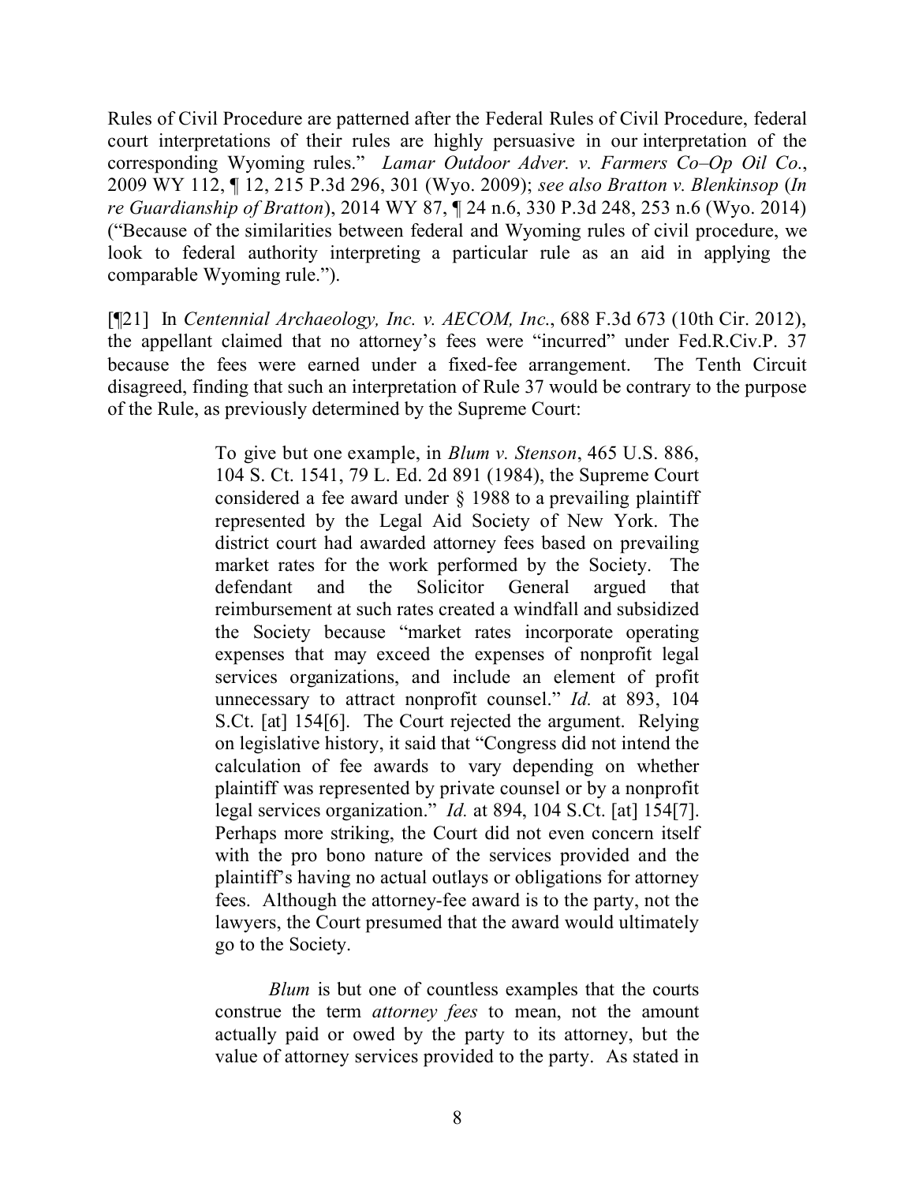Rules of Civil Procedure are patterned after the Federal Rules of Civil Procedure, federal court interpretations of their rules are highly persuasive in our interpretation of the corresponding Wyoming rules." *Lamar Outdoor Adver. v. Farmers Co–Op Oil Co.*, 2009 WY 112, ¶ 12, 215 P.3d 296, 301 (Wyo. 2009); *see also Bratton v. Blenkinsop* (*In re Guardianship of Bratton*), 2014 WY 87, ¶ 24 n.6, 330 P.3d 248, 253 n.6 (Wyo. 2014) ("Because of the similarities between federal and Wyoming rules of civil procedure, we look to federal authority interpreting a particular rule as an aid in applying the comparable Wyoming rule.").

[¶21] In *Centennial Archaeology, Inc. v. AECOM, Inc.*, 688 F.3d 673 (10th Cir. 2012), the appellant claimed that no attorney's fees were "incurred" under Fed.R.Civ.P. 37 because the fees were earned under a fixed-fee arrangement. The Tenth Circuit disagreed, finding that such an interpretation of Rule 37 would be contrary to the purpose of the Rule, as previously determined by the Supreme Court:

> To give but one example, in *Blum v. Stenson*, 465 U.S. 886, 104 S. Ct. 1541, 79 L. Ed. 2d 891 (1984), the Supreme Court considered a fee award under § 1988 to a prevailing plaintiff represented by the Legal Aid Society of New York. The district court had awarded attorney fees based on prevailing market rates for the work performed by the Society. The defendant and the Solicitor General argued that reimbursement at such rates created a windfall and subsidized the Society because "market rates incorporate operating expenses that may exceed the expenses of nonprofit legal services organizations, and include an element of profit unnecessary to attract nonprofit counsel." *Id.* at 893, 104 S.Ct. [at] 154[6]. The Court rejected the argument. Relying on legislative history, it said that "Congress did not intend the calculation of fee awards to vary depending on whether plaintiff was represented by private counsel or by a nonprofit legal services organization." *Id.* at 894, 104 S.Ct. [at] 154[7]. Perhaps more striking, the Court did not even concern itself with the pro bono nature of the services provided and the plaintiff's having no actual outlays or obligations for attorney fees. Although the attorney-fee award is to the party, not the lawyers, the Court presumed that the award would ultimately go to the Society.
>
> *Blum* is but one of countless examples that the courts construe the term *attorney fees* to mean, not the amount actually paid or owed by the party to its attorney, but the value of attorney services provided to the party. As stated in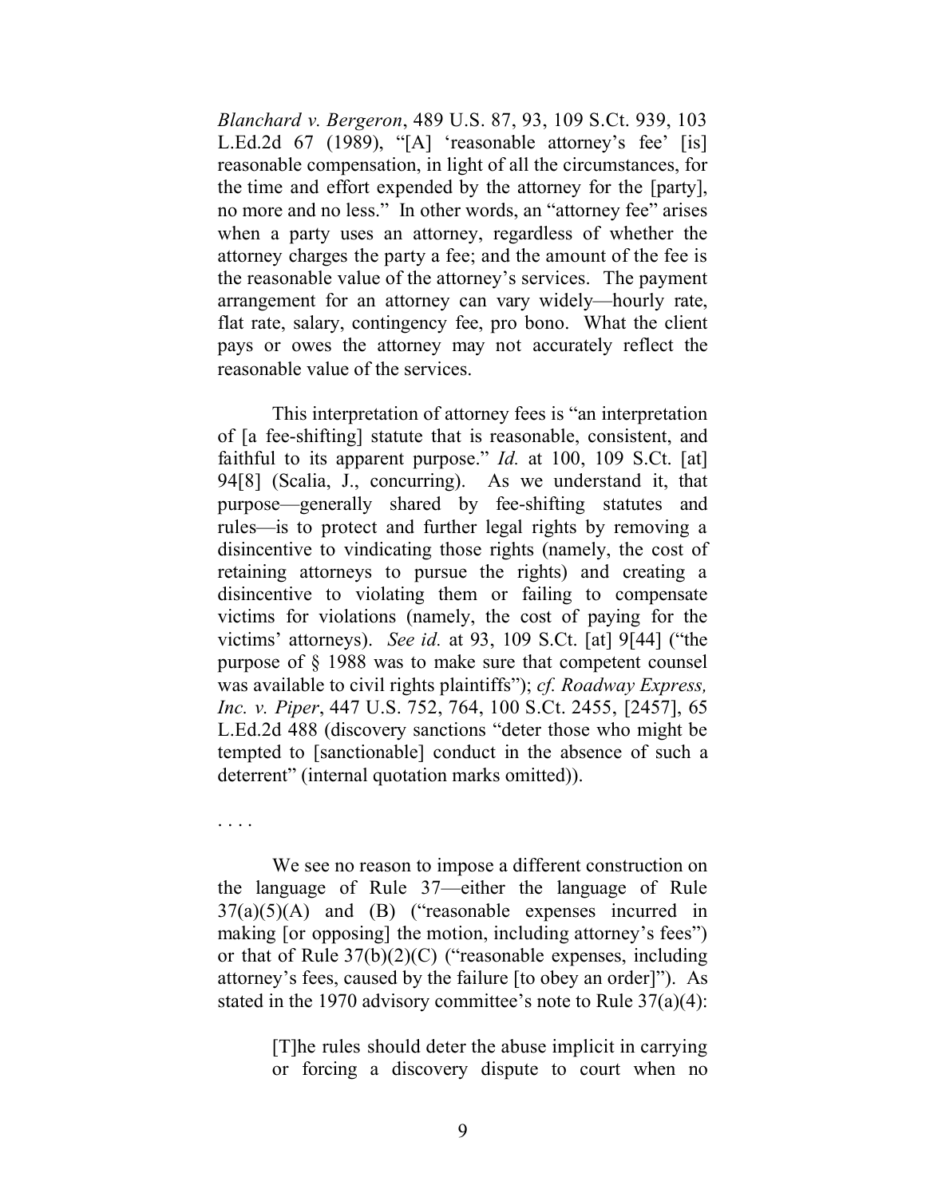*Blanchard v. Bergeron*, 489 U.S. 87, 93, 109 S.Ct. 939, 103 L.Ed.2d 67 (1989), "[A] 'reasonable attorney's fee' [is] reasonable compensation, in light of all the circumstances, for the time and effort expended by the attorney for the [party], no more and no less." In other words, an "attorney fee" arises when a party uses an attorney, regardless of whether the attorney charges the party a fee; and the amount of the fee is the reasonable value of the attorney's services. The payment arrangement for an attorney can vary widely—hourly rate, flat rate, salary, contingency fee, pro bono. What the client pays or owes the attorney may not accurately reflect the reasonable value of the services.

This interpretation of attorney fees is "an interpretation of [a fee-shifting] statute that is reasonable, consistent, and faithful to its apparent purpose." *Id.* at 100, 109 S.Ct. [at] 94[8] (Scalia, J., concurring). As we understand it, that purpose—generally shared by fee-shifting statutes and rules—is to protect and further legal rights by removing a disincentive to vindicating those rights (namely, the cost of retaining attorneys to pursue the rights) and creating a disincentive to violating them or failing to compensate victims for violations (namely, the cost of paying for the victims' attorneys). *See id.* at 93, 109 S.Ct. [at] 9[44] ("the purpose of § 1988 was to make sure that competent counsel was available to civil rights plaintiffs"); *cf. Roadway Express, Inc. v. Piper*, 447 U.S. 752, 764, 100 S.Ct. 2455, [2457], 65 L.Ed.2d 488 (discovery sanctions "deter those who might be tempted to [sanctionable] conduct in the absence of such a deterrent" (internal quotation marks omitted)).

. . . .

We see no reason to impose a different construction on the language of Rule 37—either the language of Rule 37(a)(5)(A) and (B) ("reasonable expenses incurred in making [or opposing] the motion, including attorney's fees") or that of Rule 37(b)(2)(C) ("reasonable expenses, including attorney's fees, caused by the failure [to obey an order]"). As stated in the 1970 advisory committee's note to Rule 37(a)(4):

> [T]he rules should deter the abuse implicit in carrying or forcing a discovery dispute to court when no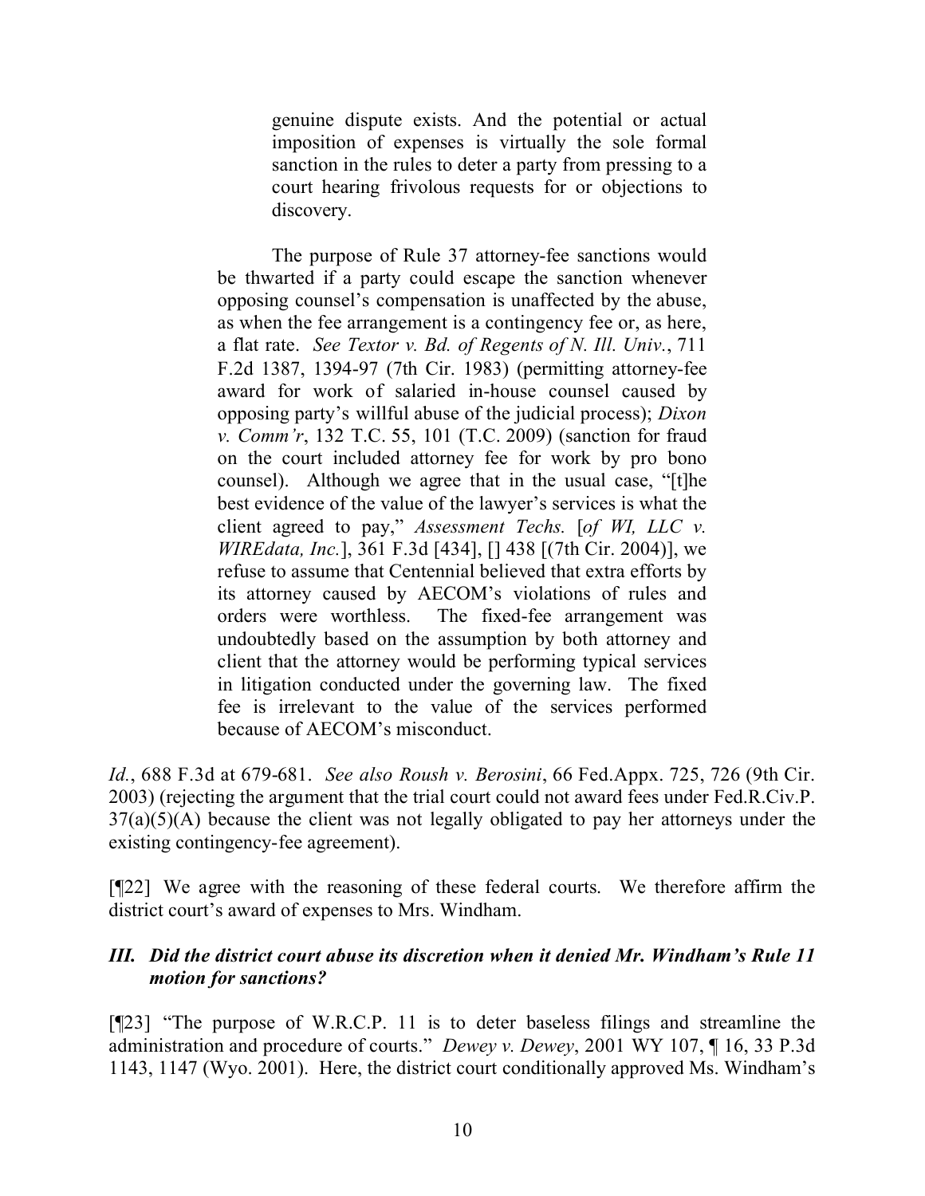> genuine dispute exists. And the potential or actual imposition of expenses is virtually the sole formal sanction in the rules to deter a party from pressing to a court hearing frivolous requests for or objections to discovery.
>
> The purpose of Rule 37 attorney-fee sanctions would be thwarted if a party could escape the sanction whenever opposing counsel's compensation is unaffected by the abuse, as when the fee arrangement is a contingency fee or, as here, a flat rate. *See Textor v. Bd. of Regents of N. Ill. Univ.*, 711 F.2d 1387, 1394-97 (7th Cir. 1983) (permitting attorney-fee award for work of salaried in-house counsel caused by opposing party's willful abuse of the judicial process); *Dixon v. Comm'r*, 132 T.C. 55, 101 (T.C. 2009) (sanction for fraud on the court included attorney fee for work by pro bono counsel). Although we agree that in the usual case, "[t]he best evidence of the value of the lawyer's services is what the client agreed to pay," *Assessment Techs.* [*of WI, LLC v. WIREdata, Inc.*], 361 F.3d [434], [] 438 [(7th Cir. 2004)], we refuse to assume that Centennial believed that extra efforts by its attorney caused by AECOM's violations of rules and orders were worthless. The fixed-fee arrangement was undoubtedly based on the assumption by both attorney and client that the attorney would be performing typical services in litigation conducted under the governing law. The fixed fee is irrelevant to the value of the services performed because of AECOM's misconduct.

*Id.*, 688 F.3d at 679-681. *See also Roush v. Berosini*, 66 Fed.Appx. 725, 726 (9th Cir. 2003) (rejecting the argument that the trial court could not award fees under Fed.R.Civ.P. 37(a)(5)(A) because the client was not legally obligated to pay her attorneys under the existing contingency-fee agreement).

[¶22] We agree with the reasoning of these federal courts. We therefore affirm the district court's award of expenses to Mrs. Windham.

### *III. Did the district court abuse its discretion when it denied Mr. Windham's Rule 11 motion for sanctions?*

[¶23] "The purpose of W.R.C.P. 11 is to deter baseless filings and streamline the administration and procedure of courts." *Dewey v. Dewey*, 2001 WY 107, ¶ 16, 33 P.3d 1143, 1147 (Wyo. 2001). Here, the district court conditionally approved Ms. Windham's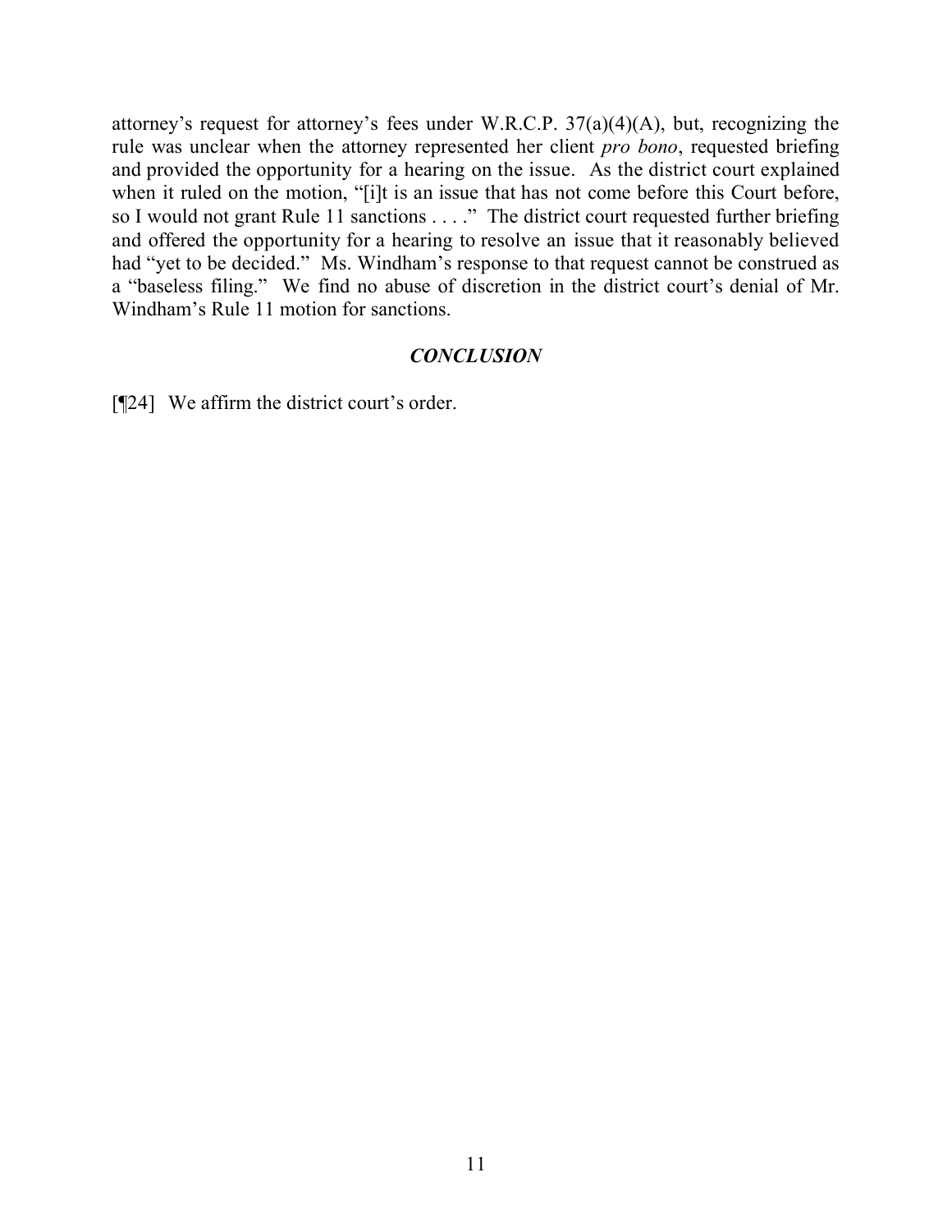attorney's request for attorney's fees under W.R.C.P. 37(a)(4)(A), but, recognizing the rule was unclear when the attorney represented her client *pro bono*, requested briefing and provided the opportunity for a hearing on the issue. As the district court explained when it ruled on the motion, "[i]t is an issue that has not come before this Court before, so I would not grant Rule 11 sanctions . . . ." The district court requested further briefing and offered the opportunity for a hearing to resolve an issue that it reasonably believed had "yet to be decided." Ms. Windham's response to that request cannot be construed as a "baseless filing." We find no abuse of discretion in the district court's denial of Mr. Windham's Rule 11 motion for sanctions.

## *CONCLUSION*

[¶24] We affirm the district court's order.